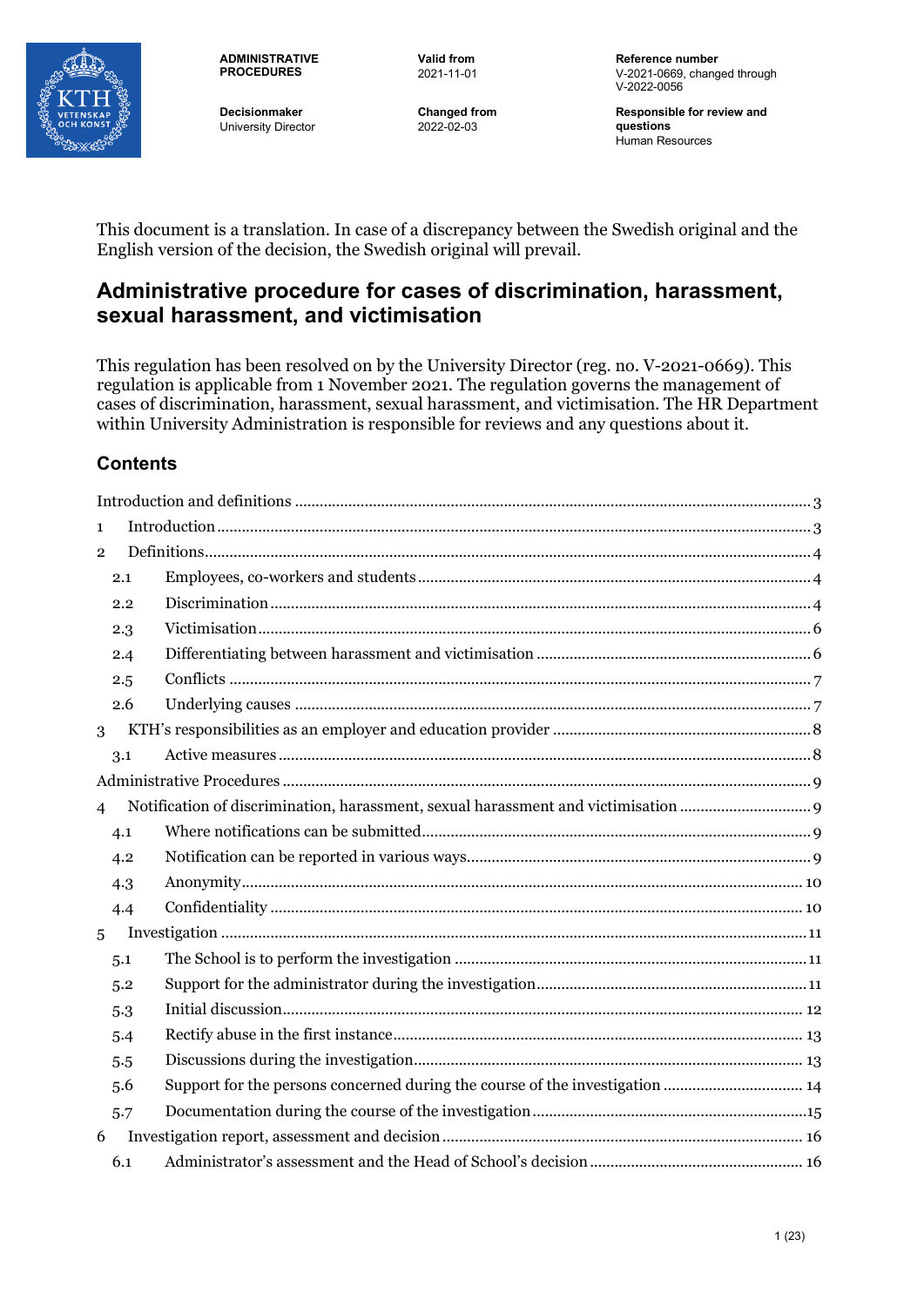| ADMINISTRATIVE PROCEDURES | Valid from 2021-11-01 | Reference number V-2021-0669, changed through V-2022-0056 |
| --- | --- | --- |
| **Decisionmaker** University Director | **Changed from** 2022-02-03 | **Responsible for review and questions** Human Resources |

This document is a translation. In case of a discrepancy between the Swedish original and the English version of the decision, the Swedish original will prevail.

# Administrative procedure for cases of discrimination, harassment, sexual harassment, and victimisation

This regulation has been resolved on by the University Director (reg. no. V-2021-0669). This regulation is applicable from 1 November 2021. The regulation governs the management of cases of discrimination, harassment, sexual harassment, and victimisation. The HR Department within University Administration is responsible for reviews and any questions about it.

## Contents

Introduction and definitions ..... 3

1 Introduction ..... 3

2 Definitions ..... 4

- 2.1 Employees, co-workers and students ..... 4
- 2.2 Discrimination ..... 4
- 2.3 Victimisation ..... 6
- 2.4 Differentiating between harassment and victimisation ..... 6
- 2.5 Conflicts ..... 7
- 2.6 Underlying causes ..... 7

3 KTH's responsibilities as an employer and education provider ..... 8

- 3.1 Active measures ..... 8

Administrative Procedures ..... 9

4 Notification of discrimination, harassment, sexual harassment and victimisation ..... 9

- 4.1 Where notifications can be submitted ..... 9
- 4.2 Notification can be reported in various ways ..... 9
- 4.3 Anonymity ..... 10
- 4.4 Confidentiality ..... 10

5 Investigation ..... 11

- 5.1 The School is to perform the investigation ..... 11
- 5.2 Support for the administrator during the investigation ..... 11
- 5.3 Initial discussion ..... 12
- 5.4 Rectify abuse in the first instance ..... 13
- 5.5 Discussions during the investigation ..... 13
- 5.6 Support for the persons concerned during the course of the investigation ..... 14
- 5.7 Documentation during the course of the investigation ..... 15

6 Investigation report, assessment and decision ..... 16

- 6.1 Administrator's assessment and the Head of School's decision ..... 16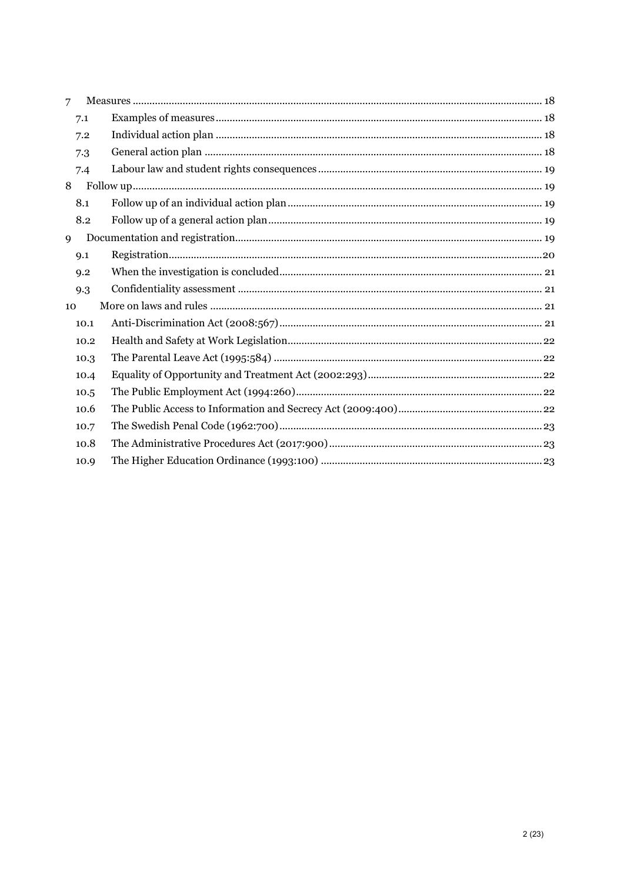- 7 Measures ... 18
  - 7.1 Examples of measures ... 18
  - 7.2 Individual action plan ... 18
  - 7.3 General action plan ... 18
  - 7.4 Labour law and student rights consequences ... 19
- 8 Follow up ... 19
  - 8.1 Follow up of an individual action plan ... 19
  - 8.2 Follow up of a general action plan ... 19
- 9 Documentation and registration ... 19
  - 9.1 Registration ... 20
  - 9.2 When the investigation is concluded ... 21
  - 9.3 Confidentiality assessment ... 21
- 10 More on laws and rules ... 21
  - 10.1 Anti-Discrimination Act (2008:567) ... 21
  - 10.2 Health and Safety at Work Legislation ... 22
  - 10.3 The Parental Leave Act (1995:584) ... 22
  - 10.4 Equality of Opportunity and Treatment Act (2002:293) ... 22
  - 10.5 The Public Employment Act (1994:260) ... 22
  - 10.6 The Public Access to Information and Secrecy Act (2009:400) ... 22
  - 10.7 The Swedish Penal Code (1962:700) ... 23
  - 10.8 The Administrative Procedures Act (2017:900) ... 23
  - 10.9 The Higher Education Ordinance (1993:100) ... 23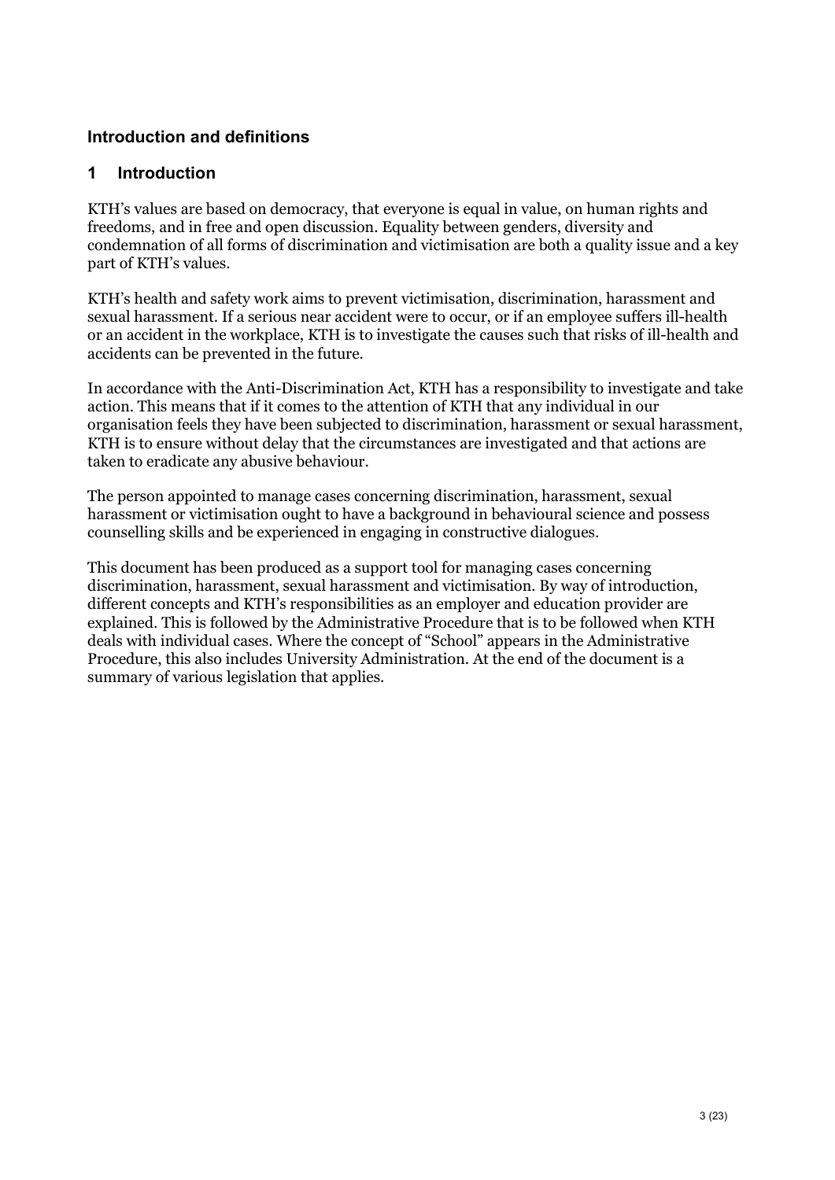## Introduction and definitions

### 1 Introduction

KTH's values are based on democracy, that everyone is equal in value, on human rights and freedoms, and in free and open discussion. Equality between genders, diversity and condemnation of all forms of discrimination and victimisation are both a quality issue and a key part of KTH's values.

KTH's health and safety work aims to prevent victimisation, discrimination, harassment and sexual harassment. If a serious near accident were to occur, or if an employee suffers ill-health or an accident in the workplace, KTH is to investigate the causes such that risks of ill-health and accidents can be prevented in the future.

In accordance with the Anti-Discrimination Act, KTH has a responsibility to investigate and take action. This means that if it comes to the attention of KTH that any individual in our organisation feels they have been subjected to discrimination, harassment or sexual harassment, KTH is to ensure without delay that the circumstances are investigated and that actions are taken to eradicate any abusive behaviour.

The person appointed to manage cases concerning discrimination, harassment, sexual harassment or victimisation ought to have a background in behavioural science and possess counselling skills and be experienced in engaging in constructive dialogues.

This document has been produced as a support tool for managing cases concerning discrimination, harassment, sexual harassment and victimisation. By way of introduction, different concepts and KTH's responsibilities as an employer and education provider are explained. This is followed by the Administrative Procedure that is to be followed when KTH deals with individual cases. Where the concept of "School" appears in the Administrative Procedure, this also includes University Administration. At the end of the document is a summary of various legislation that applies.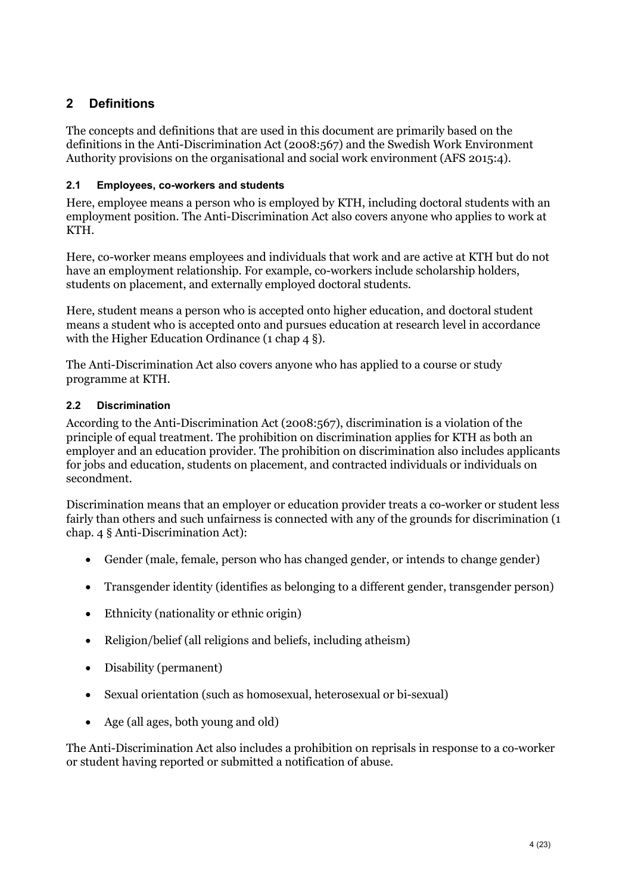## 2 Definitions

The concepts and definitions that are used in this document are primarily based on the definitions in the Anti-Discrimination Act (2008:567) and the Swedish Work Environment Authority provisions on the organisational and social work environment (AFS 2015:4).

### 2.1 Employees, co-workers and students

Here, employee means a person who is employed by KTH, including doctoral students with an employment position. The Anti-Discrimination Act also covers anyone who applies to work at KTH.

Here, co-worker means employees and individuals that work and are active at KTH but do not have an employment relationship. For example, co-workers include scholarship holders, students on placement, and externally employed doctoral students.

Here, student means a person who is accepted onto higher education, and doctoral student means a student who is accepted onto and pursues education at research level in accordance with the Higher Education Ordinance (1 chap 4 §).

The Anti-Discrimination Act also covers anyone who has applied to a course or study programme at KTH.

### 2.2 Discrimination

According to the Anti-Discrimination Act (2008:567), discrimination is a violation of the principle of equal treatment. The prohibition on discrimination applies for KTH as both an employer and an education provider. The prohibition on discrimination also includes applicants for jobs and education, students on placement, and contracted individuals or individuals on secondment.

Discrimination means that an employer or education provider treats a co-worker or student less fairly than others and such unfairness is connected with any of the grounds for discrimination (1 chap. 4 § Anti-Discrimination Act):

- Gender (male, female, person who has changed gender, or intends to change gender)
- Transgender identity (identifies as belonging to a different gender, transgender person)
- Ethnicity (nationality or ethnic origin)
- Religion/belief (all religions and beliefs, including atheism)
- Disability (permanent)
- Sexual orientation (such as homosexual, heterosexual or bi-sexual)
- Age (all ages, both young and old)

The Anti-Discrimination Act also includes a prohibition on reprisals in response to a co-worker or student having reported or submitted a notification of abuse.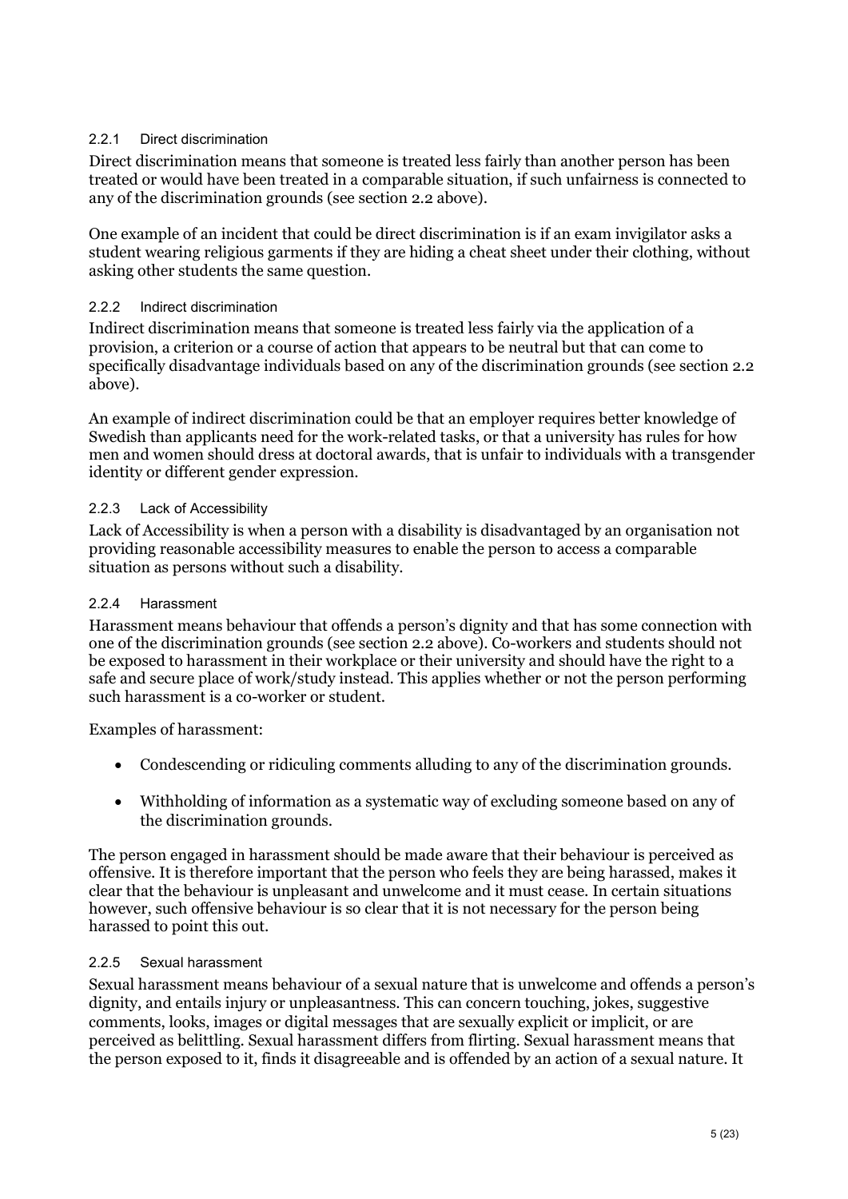#### 2.2.1 Direct discrimination

Direct discrimination means that someone is treated less fairly than another person has been treated or would have been treated in a comparable situation, if such unfairness is connected to any of the discrimination grounds (see section 2.2 above).

One example of an incident that could be direct discrimination is if an exam invigilator asks a student wearing religious garments if they are hiding a cheat sheet under their clothing, without asking other students the same question.

#### 2.2.2 Indirect discrimination

Indirect discrimination means that someone is treated less fairly via the application of a provision, a criterion or a course of action that appears to be neutral but that can come to specifically disadvantage individuals based on any of the discrimination grounds (see section 2.2 above).

An example of indirect discrimination could be that an employer requires better knowledge of Swedish than applicants need for the work-related tasks, or that a university has rules for how men and women should dress at doctoral awards, that is unfair to individuals with a transgender identity or different gender expression.

#### 2.2.3 Lack of Accessibility

Lack of Accessibility is when a person with a disability is disadvantaged by an organisation not providing reasonable accessibility measures to enable the person to access a comparable situation as persons without such a disability.

#### 2.2.4 Harassment

Harassment means behaviour that offends a person's dignity and that has some connection with one of the discrimination grounds (see section 2.2 above). Co-workers and students should not be exposed to harassment in their workplace or their university and should have the right to a safe and secure place of work/study instead. This applies whether or not the person performing such harassment is a co-worker or student.

Examples of harassment:

- Condescending or ridiculing comments alluding to any of the discrimination grounds.
- Withholding of information as a systematic way of excluding someone based on any of the discrimination grounds.

The person engaged in harassment should be made aware that their behaviour is perceived as offensive. It is therefore important that the person who feels they are being harassed, makes it clear that the behaviour is unpleasant and unwelcome and it must cease. In certain situations however, such offensive behaviour is so clear that it is not necessary for the person being harassed to point this out.

#### 2.2.5 Sexual harassment

Sexual harassment means behaviour of a sexual nature that is unwelcome and offends a person's dignity, and entails injury or unpleasantness. This can concern touching, jokes, suggestive comments, looks, images or digital messages that are sexually explicit or implicit, or are perceived as belittling. Sexual harassment differs from flirting. Sexual harassment means that the person exposed to it, finds it disagreeable and is offended by an action of a sexual nature. It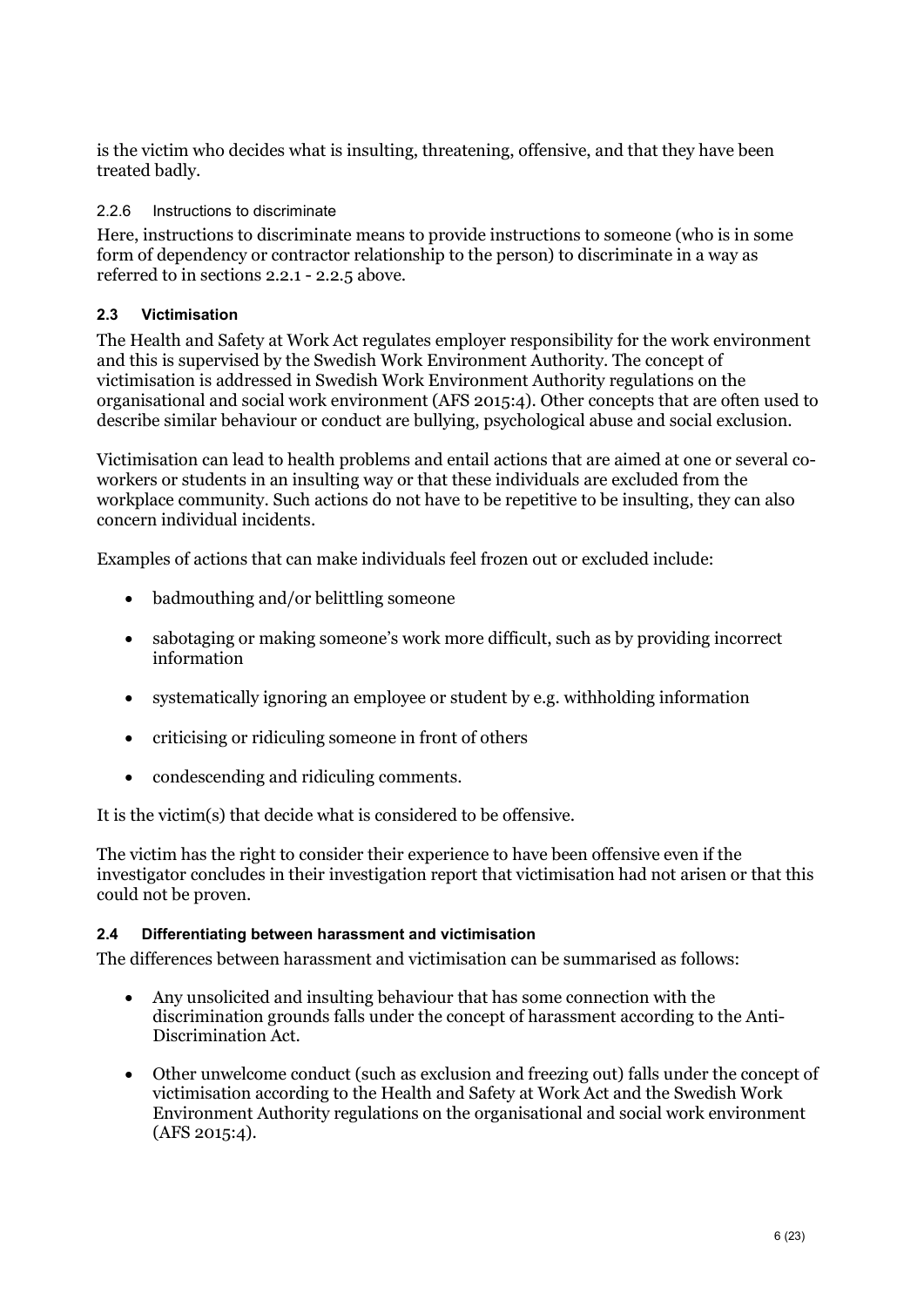is the victim who decides what is insulting, threatening, offensive, and that they have been treated badly.

#### 2.2.6 Instructions to discriminate

Here, instructions to discriminate means to provide instructions to someone (who is in some form of dependency or contractor relationship to the person) to discriminate in a way as referred to in sections 2.2.1 - 2.2.5 above.

### 2.3 Victimisation

The Health and Safety at Work Act regulates employer responsibility for the work environment and this is supervised by the Swedish Work Environment Authority. The concept of victimisation is addressed in Swedish Work Environment Authority regulations on the organisational and social work environment (AFS 2015:4). Other concepts that are often used to describe similar behaviour or conduct are bullying, psychological abuse and social exclusion.

Victimisation can lead to health problems and entail actions that are aimed at one or several co-workers or students in an insulting way or that these individuals are excluded from the workplace community. Such actions do not have to be repetitive to be insulting, they can also concern individual incidents.

Examples of actions that can make individuals feel frozen out or excluded include:

- badmouthing and/or belittling someone
- sabotaging or making someone's work more difficult, such as by providing incorrect information
- systematically ignoring an employee or student by e.g. withholding information
- criticising or ridiculing someone in front of others
- condescending and ridiculing comments.

It is the victim(s) that decide what is considered to be offensive.

The victim has the right to consider their experience to have been offensive even if the investigator concludes in their investigation report that victimisation had not arisen or that this could not be proven.

### 2.4 Differentiating between harassment and victimisation

The differences between harassment and victimisation can be summarised as follows:

- Any unsolicited and insulting behaviour that has some connection with the discrimination grounds falls under the concept of harassment according to the Anti-Discrimination Act.
- Other unwelcome conduct (such as exclusion and freezing out) falls under the concept of victimisation according to the Health and Safety at Work Act and the Swedish Work Environment Authority regulations on the organisational and social work environment (AFS 2015:4).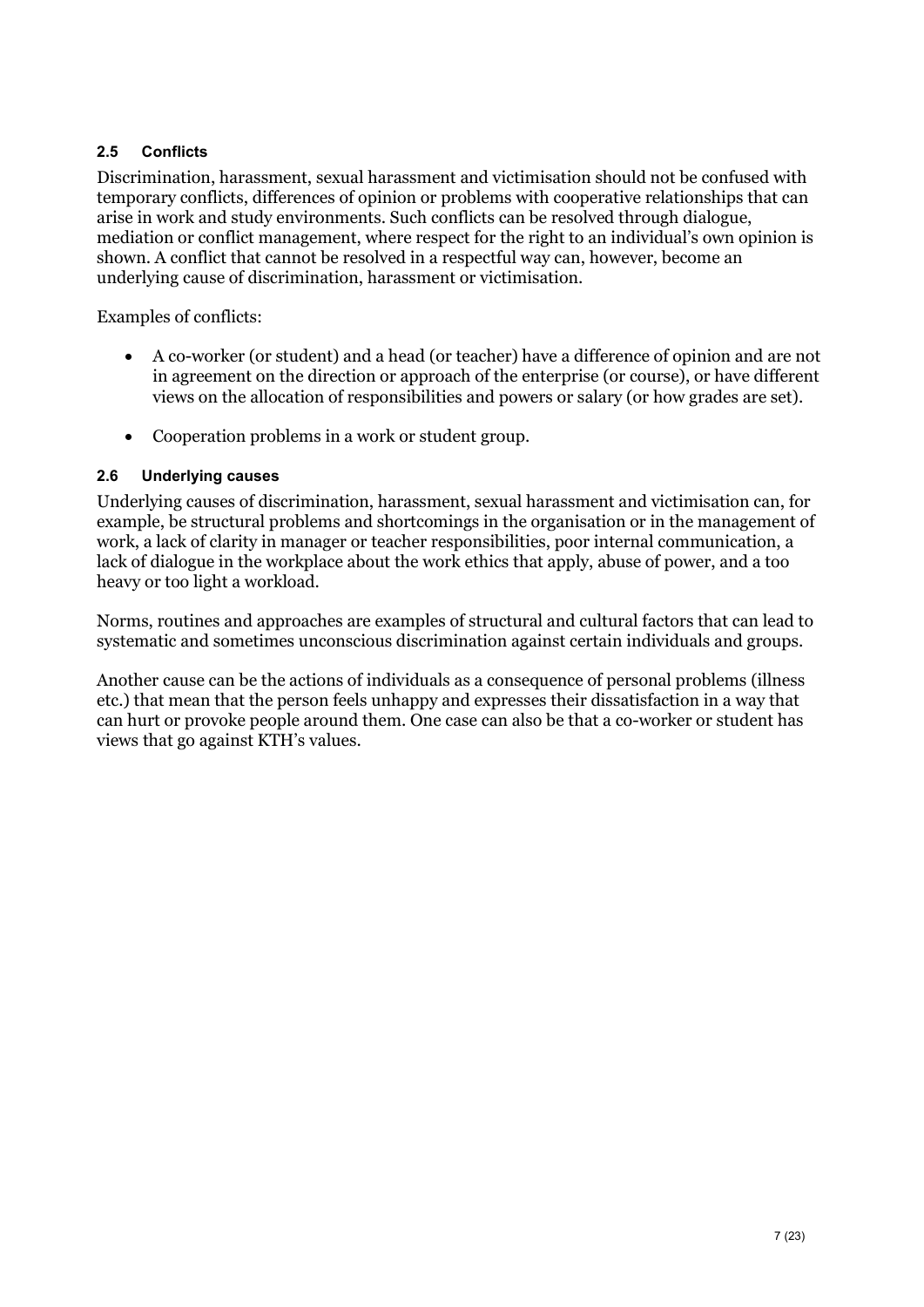### 2.5 Conflicts

Discrimination, harassment, sexual harassment and victimisation should not be confused with temporary conflicts, differences of opinion or problems with cooperative relationships that can arise in work and study environments. Such conflicts can be resolved through dialogue, mediation or conflict management, where respect for the right to an individual's own opinion is shown. A conflict that cannot be resolved in a respectful way can, however, become an underlying cause of discrimination, harassment or victimisation.

Examples of conflicts:

- A co-worker (or student) and a head (or teacher) have a difference of opinion and are not in agreement on the direction or approach of the enterprise (or course), or have different views on the allocation of responsibilities and powers or salary (or how grades are set).
- Cooperation problems in a work or student group.

### 2.6 Underlying causes

Underlying causes of discrimination, harassment, sexual harassment and victimisation can, for example, be structural problems and shortcomings in the organisation or in the management of work, a lack of clarity in manager or teacher responsibilities, poor internal communication, a lack of dialogue in the workplace about the work ethics that apply, abuse of power, and a too heavy or too light a workload.

Norms, routines and approaches are examples of structural and cultural factors that can lead to systematic and sometimes unconscious discrimination against certain individuals and groups.

Another cause can be the actions of individuals as a consequence of personal problems (illness etc.) that mean that the person feels unhappy and expresses their dissatisfaction in a way that can hurt or provoke people around them. One case can also be that a co-worker or student has views that go against KTH's values.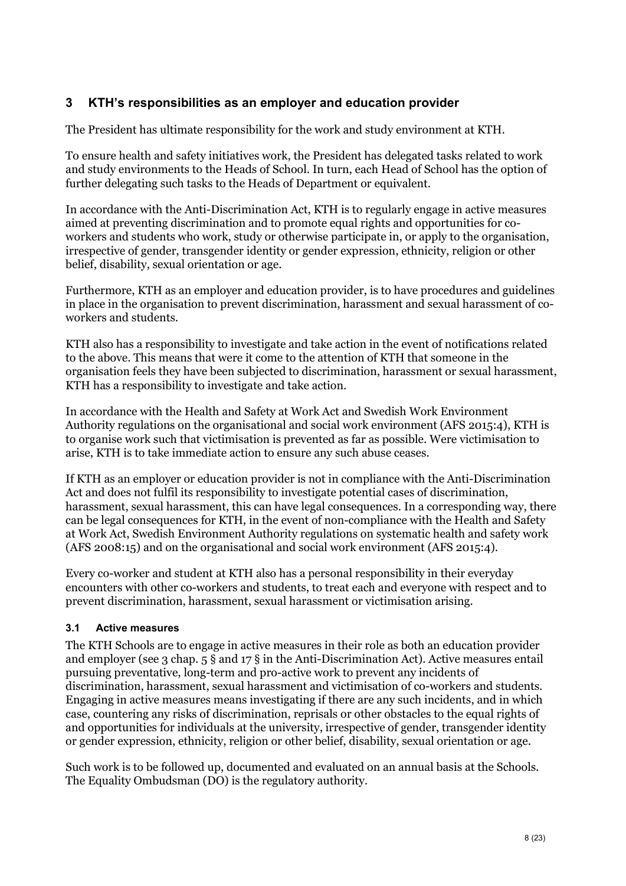## 3 KTH's responsibilities as an employer and education provider

The President has ultimate responsibility for the work and study environment at KTH.

To ensure health and safety initiatives work, the President has delegated tasks related to work and study environments to the Heads of School. In turn, each Head of School has the option of further delegating such tasks to the Heads of Department or equivalent.

In accordance with the Anti-Discrimination Act, KTH is to regularly engage in active measures aimed at preventing discrimination and to promote equal rights and opportunities for co-workers and students who work, study or otherwise participate in, or apply to the organisation, irrespective of gender, transgender identity or gender expression, ethnicity, religion or other belief, disability, sexual orientation or age.

Furthermore, KTH as an employer and education provider, is to have procedures and guidelines in place in the organisation to prevent discrimination, harassment and sexual harassment of co-workers and students.

KTH also has a responsibility to investigate and take action in the event of notifications related to the above. This means that were it come to the attention of KTH that someone in the organisation feels they have been subjected to discrimination, harassment or sexual harassment, KTH has a responsibility to investigate and take action.

In accordance with the Health and Safety at Work Act and Swedish Work Environment Authority regulations on the organisational and social work environment (AFS 2015:4), KTH is to organise work such that victimisation is prevented as far as possible. Were victimisation to arise, KTH is to take immediate action to ensure any such abuse ceases.

If KTH as an employer or education provider is not in compliance with the Anti-Discrimination Act and does not fulfil its responsibility to investigate potential cases of discrimination, harassment, sexual harassment, this can have legal consequences. In a corresponding way, there can be legal consequences for KTH, in the event of non-compliance with the Health and Safety at Work Act, Swedish Environment Authority regulations on systematic health and safety work (AFS 2008:15) and on the organisational and social work environment (AFS 2015:4).

Every co-worker and student at KTH also has a personal responsibility in their everyday encounters with other co-workers and students, to treat each and everyone with respect and to prevent discrimination, harassment, sexual harassment or victimisation arising.

### 3.1 Active measures

The KTH Schools are to engage in active measures in their role as both an education provider and employer (see 3 chap. 5 § and 17 § in the Anti-Discrimination Act). Active measures entail pursuing preventative, long-term and pro-active work to prevent any incidents of discrimination, harassment, sexual harassment and victimisation of co-workers and students. Engaging in active measures means investigating if there are any such incidents, and in which case, countering any risks of discrimination, reprisals or other obstacles to the equal rights of and opportunities for individuals at the university, irrespective of gender, transgender identity or gender expression, ethnicity, religion or other belief, disability, sexual orientation or age.

Such work is to be followed up, documented and evaluated on an annual basis at the Schools. The Equality Ombudsman (DO) is the regulatory authority.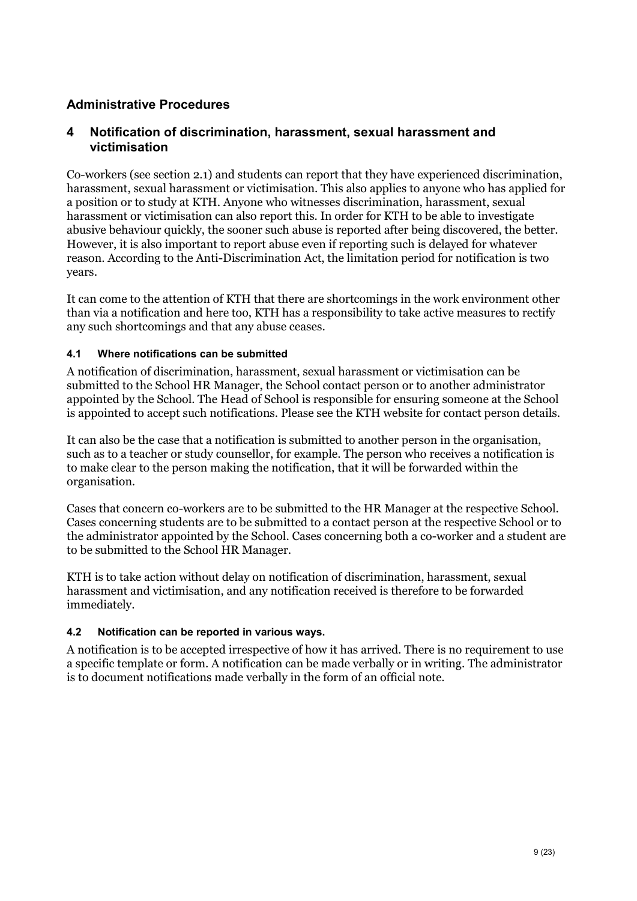## Administrative Procedures

## 4 Notification of discrimination, harassment, sexual harassment and victimisation

Co-workers (see section 2.1) and students can report that they have experienced discrimination, harassment, sexual harassment or victimisation. This also applies to anyone who has applied for a position or to study at KTH. Anyone who witnesses discrimination, harassment, sexual harassment or victimisation can also report this. In order for KTH to be able to investigate abusive behaviour quickly, the sooner such abuse is reported after being discovered, the better. However, it is also important to report abuse even if reporting such is delayed for whatever reason. According to the Anti-Discrimination Act, the limitation period for notification is two years.

It can come to the attention of KTH that there are shortcomings in the work environment other than via a notification and here too, KTH has a responsibility to take active measures to rectify any such shortcomings and that any abuse ceases.

### 4.1 Where notifications can be submitted

A notification of discrimination, harassment, sexual harassment or victimisation can be submitted to the School HR Manager, the School contact person or to another administrator appointed by the School. The Head of School is responsible for ensuring someone at the School is appointed to accept such notifications. Please see the KTH website for contact person details.

It can also be the case that a notification is submitted to another person in the organisation, such as to a teacher or study counsellor, for example. The person who receives a notification is to make clear to the person making the notification, that it will be forwarded within the organisation.

Cases that concern co-workers are to be submitted to the HR Manager at the respective School. Cases concerning students are to be submitted to a contact person at the respective School or to the administrator appointed by the School. Cases concerning both a co-worker and a student are to be submitted to the School HR Manager.

KTH is to take action without delay on notification of discrimination, harassment, sexual harassment and victimisation, and any notification received is therefore to be forwarded immediately.

### 4.2 Notification can be reported in various ways.

A notification is to be accepted irrespective of how it has arrived. There is no requirement to use a specific template or form. A notification can be made verbally or in writing. The administrator is to document notifications made verbally in the form of an official note.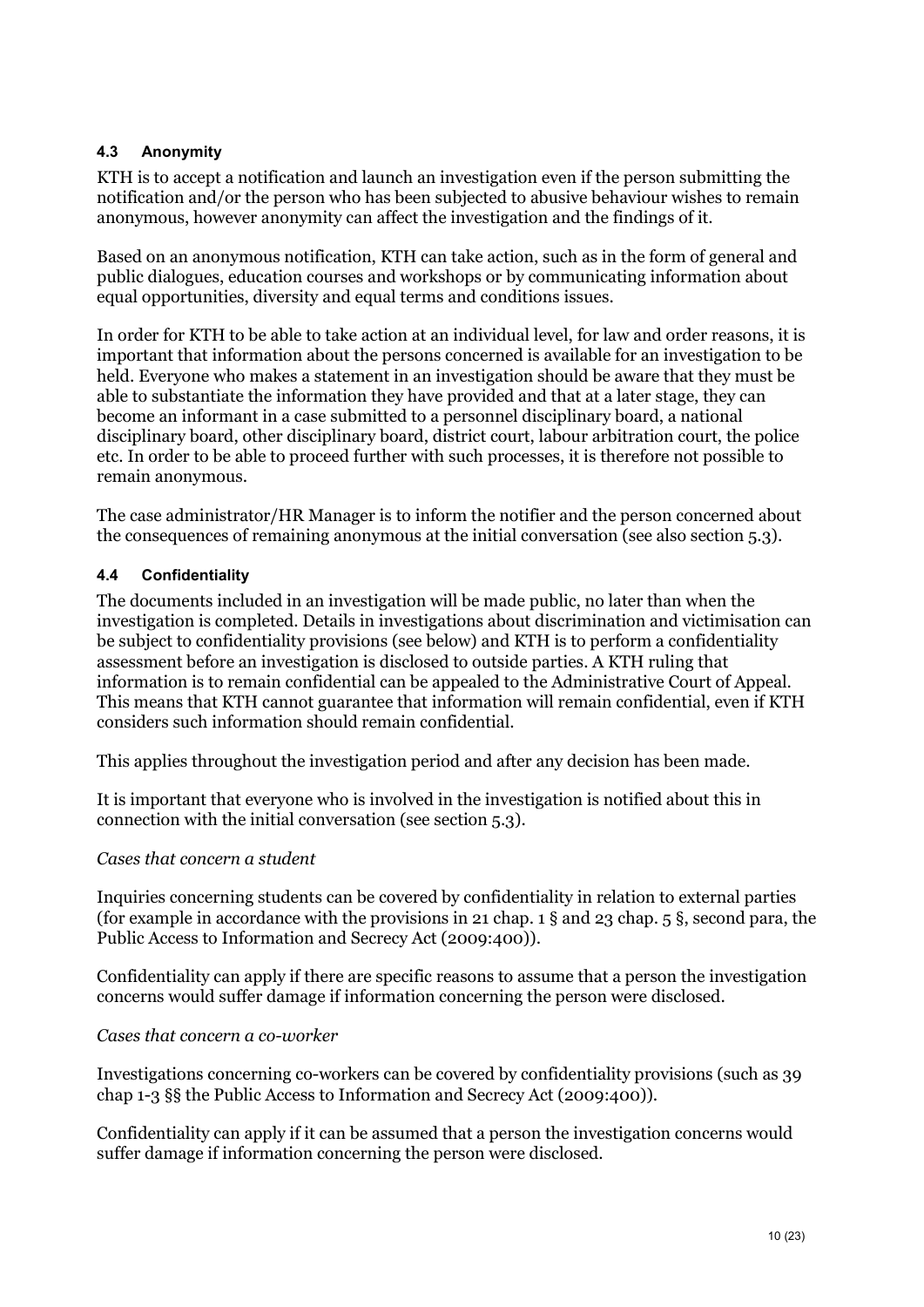### 4.3 Anonymity

KTH is to accept a notification and launch an investigation even if the person submitting the notification and/or the person who has been subjected to abusive behaviour wishes to remain anonymous, however anonymity can affect the investigation and the findings of it.

Based on an anonymous notification, KTH can take action, such as in the form of general and public dialogues, education courses and workshops or by communicating information about equal opportunities, diversity and equal terms and conditions issues.

In order for KTH to be able to take action at an individual level, for law and order reasons, it is important that information about the persons concerned is available for an investigation to be held. Everyone who makes a statement in an investigation should be aware that they must be able to substantiate the information they have provided and that at a later stage, they can become an informant in a case submitted to a personnel disciplinary board, a national disciplinary board, other disciplinary board, district court, labour arbitration court, the police etc. In order to be able to proceed further with such processes, it is therefore not possible to remain anonymous.

The case administrator/HR Manager is to inform the notifier and the person concerned about the consequences of remaining anonymous at the initial conversation (see also section 5.3).

### 4.4 Confidentiality

The documents included in an investigation will be made public, no later than when the investigation is completed. Details in investigations about discrimination and victimisation can be subject to confidentiality provisions (see below) and KTH is to perform a confidentiality assessment before an investigation is disclosed to outside parties. A KTH ruling that information is to remain confidential can be appealed to the Administrative Court of Appeal. This means that KTH cannot guarantee that information will remain confidential, even if KTH considers such information should remain confidential.

This applies throughout the investigation period and after any decision has been made.

It is important that everyone who is involved in the investigation is notified about this in connection with the initial conversation (see section 5.3).

*Cases that concern a student*

Inquiries concerning students can be covered by confidentiality in relation to external parties (for example in accordance with the provisions in 21 chap. 1 § and 23 chap. 5 §, second para, the Public Access to Information and Secrecy Act (2009:400)).

Confidentiality can apply if there are specific reasons to assume that a person the investigation concerns would suffer damage if information concerning the person were disclosed.

*Cases that concern a co-worker*

Investigations concerning co-workers can be covered by confidentiality provisions (such as 39 chap 1-3 §§ the Public Access to Information and Secrecy Act (2009:400)).

Confidentiality can apply if it can be assumed that a person the investigation concerns would suffer damage if information concerning the person were disclosed.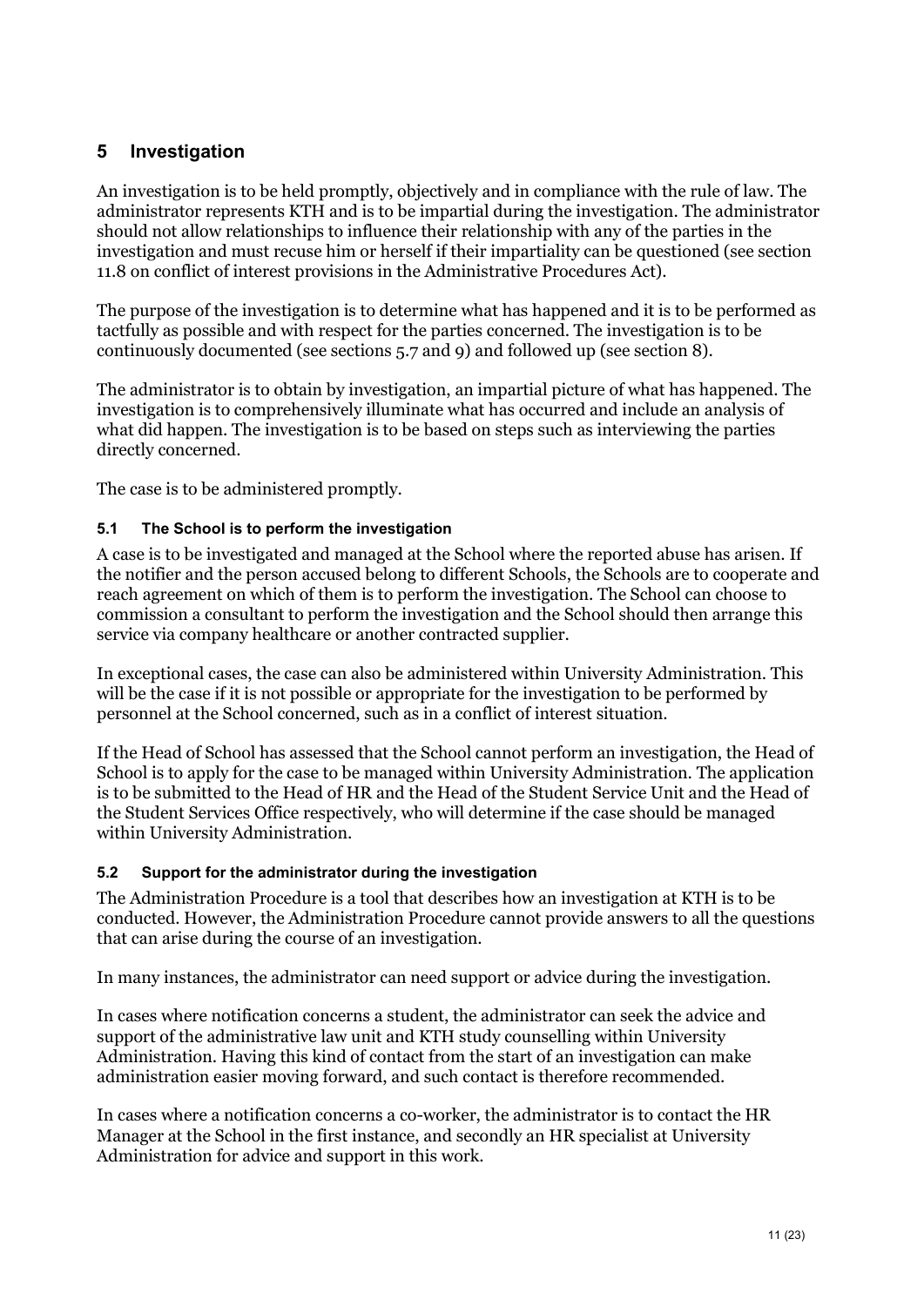## 5 Investigation

An investigation is to be held promptly, objectively and in compliance with the rule of law. The administrator represents KTH and is to be impartial during the investigation. The administrator should not allow relationships to influence their relationship with any of the parties in the investigation and must recuse him or herself if their impartiality can be questioned (see section 11.8 on conflict of interest provisions in the Administrative Procedures Act).

The purpose of the investigation is to determine what has happened and it is to be performed as tactfully as possible and with respect for the parties concerned. The investigation is to be continuously documented (see sections 5.7 and 9) and followed up (see section 8).

The administrator is to obtain by investigation, an impartial picture of what has happened. The investigation is to comprehensively illuminate what has occurred and include an analysis of what did happen. The investigation is to be based on steps such as interviewing the parties directly concerned.

The case is to be administered promptly.

### 5.1 The School is to perform the investigation

A case is to be investigated and managed at the School where the reported abuse has arisen. If the notifier and the person accused belong to different Schools, the Schools are to cooperate and reach agreement on which of them is to perform the investigation. The School can choose to commission a consultant to perform the investigation and the School should then arrange this service via company healthcare or another contracted supplier.

In exceptional cases, the case can also be administered within University Administration. This will be the case if it is not possible or appropriate for the investigation to be performed by personnel at the School concerned, such as in a conflict of interest situation.

If the Head of School has assessed that the School cannot perform an investigation, the Head of School is to apply for the case to be managed within University Administration. The application is to be submitted to the Head of HR and the Head of the Student Service Unit and the Head of the Student Services Office respectively, who will determine if the case should be managed within University Administration.

### 5.2 Support for the administrator during the investigation

The Administration Procedure is a tool that describes how an investigation at KTH is to be conducted. However, the Administration Procedure cannot provide answers to all the questions that can arise during the course of an investigation.

In many instances, the administrator can need support or advice during the investigation.

In cases where notification concerns a student, the administrator can seek the advice and support of the administrative law unit and KTH study counselling within University Administration. Having this kind of contact from the start of an investigation can make administration easier moving forward, and such contact is therefore recommended.

In cases where a notification concerns a co-worker, the administrator is to contact the HR Manager at the School in the first instance, and secondly an HR specialist at University Administration for advice and support in this work.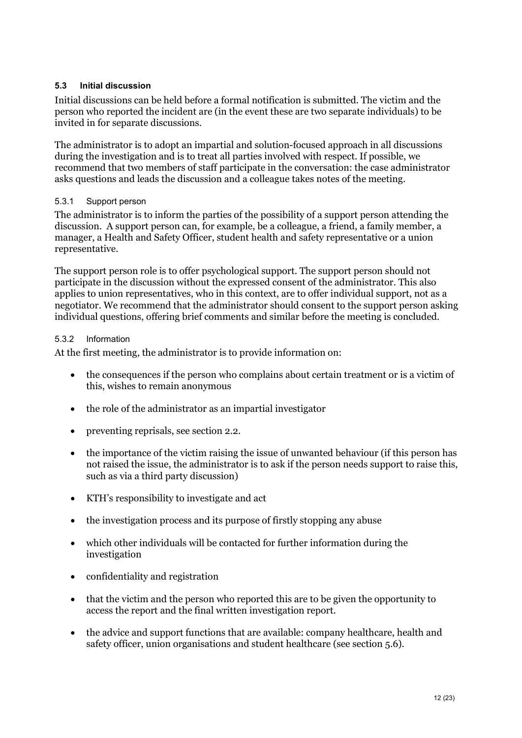### 5.3 Initial discussion

Initial discussions can be held before a formal notification is submitted. The victim and the person who reported the incident are (in the event these are two separate individuals) to be invited in for separate discussions.

The administrator is to adopt an impartial and solution-focused approach in all discussions during the investigation and is to treat all parties involved with respect. If possible, we recommend that two members of staff participate in the conversation: the case administrator asks questions and leads the discussion and a colleague takes notes of the meeting.

#### 5.3.1 Support person

The administrator is to inform the parties of the possibility of a support person attending the discussion. A support person can, for example, be a colleague, a friend, a family member, a manager, a Health and Safety Officer, student health and safety representative or a union representative.

The support person role is to offer psychological support. The support person should not participate in the discussion without the expressed consent of the administrator. This also applies to union representatives, who in this context, are to offer individual support, not as a negotiator. We recommend that the administrator should consent to the support person asking individual questions, offering brief comments and similar before the meeting is concluded.

#### 5.3.2 Information

At the first meeting, the administrator is to provide information on:

- the consequences if the person who complains about certain treatment or is a victim of this, wishes to remain anonymous
- the role of the administrator as an impartial investigator
- preventing reprisals, see section 2.2.
- the importance of the victim raising the issue of unwanted behaviour (if this person has not raised the issue, the administrator is to ask if the person needs support to raise this, such as via a third party discussion)
- KTH's responsibility to investigate and act
- the investigation process and its purpose of firstly stopping any abuse
- which other individuals will be contacted for further information during the investigation
- confidentiality and registration
- that the victim and the person who reported this are to be given the opportunity to access the report and the final written investigation report.
- the advice and support functions that are available: company healthcare, health and safety officer, union organisations and student healthcare (see section 5.6).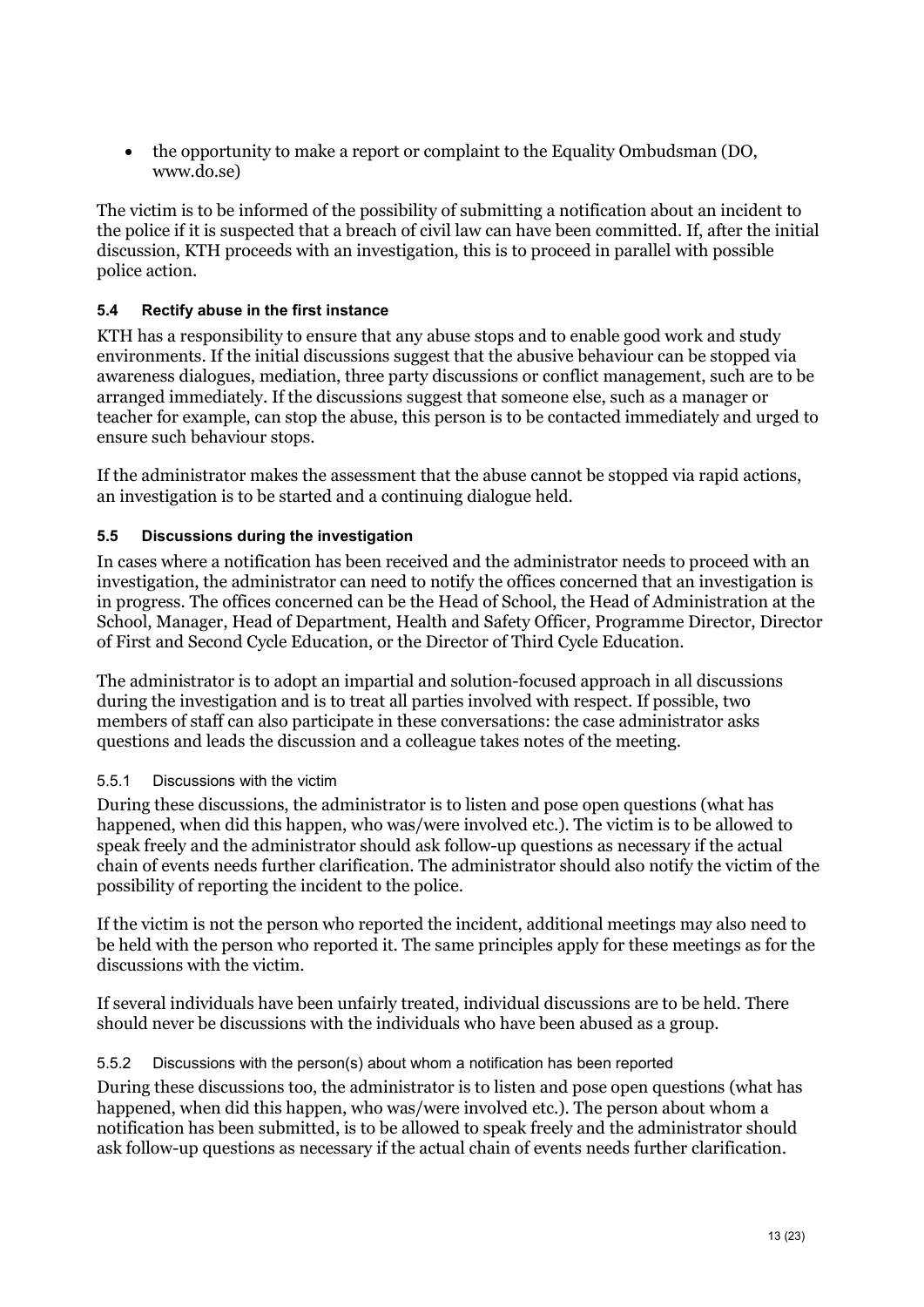- the opportunity to make a report or complaint to the Equality Ombudsman (DO, www.do.se)

The victim is to be informed of the possibility of submitting a notification about an incident to the police if it is suspected that a breach of civil law can have been committed. If, after the initial discussion, KTH proceeds with an investigation, this is to proceed in parallel with possible police action.

### 5.4 Rectify abuse in the first instance

KTH has a responsibility to ensure that any abuse stops and to enable good work and study environments. If the initial discussions suggest that the abusive behaviour can be stopped via awareness dialogues, mediation, three party discussions or conflict management, such are to be arranged immediately. If the discussions suggest that someone else, such as a manager or teacher for example, can stop the abuse, this person is to be contacted immediately and urged to ensure such behaviour stops.

If the administrator makes the assessment that the abuse cannot be stopped via rapid actions, an investigation is to be started and a continuing dialogue held.

### 5.5 Discussions during the investigation

In cases where a notification has been received and the administrator needs to proceed with an investigation, the administrator can need to notify the offices concerned that an investigation is in progress. The offices concerned can be the Head of School, the Head of Administration at the School, Manager, Head of Department, Health and Safety Officer, Programme Director, Director of First and Second Cycle Education, or the Director of Third Cycle Education.

The administrator is to adopt an impartial and solution-focused approach in all discussions during the investigation and is to treat all parties involved with respect. If possible, two members of staff can also participate in these conversations: the case administrator asks questions and leads the discussion and a colleague takes notes of the meeting.

#### 5.5.1 Discussions with the victim

During these discussions, the administrator is to listen and pose open questions (what has happened, when did this happen, who was/were involved etc.). The victim is to be allowed to speak freely and the administrator should ask follow-up questions as necessary if the actual chain of events needs further clarification. The administrator should also notify the victim of the possibility of reporting the incident to the police.

If the victim is not the person who reported the incident, additional meetings may also need to be held with the person who reported it. The same principles apply for these meetings as for the discussions with the victim.

If several individuals have been unfairly treated, individual discussions are to be held. There should never be discussions with the individuals who have been abused as a group.

#### 5.5.2 Discussions with the person(s) about whom a notification has been reported

During these discussions too, the administrator is to listen and pose open questions (what has happened, when did this happen, who was/were involved etc.). The person about whom a notification has been submitted, is to be allowed to speak freely and the administrator should ask follow-up questions as necessary if the actual chain of events needs further clarification.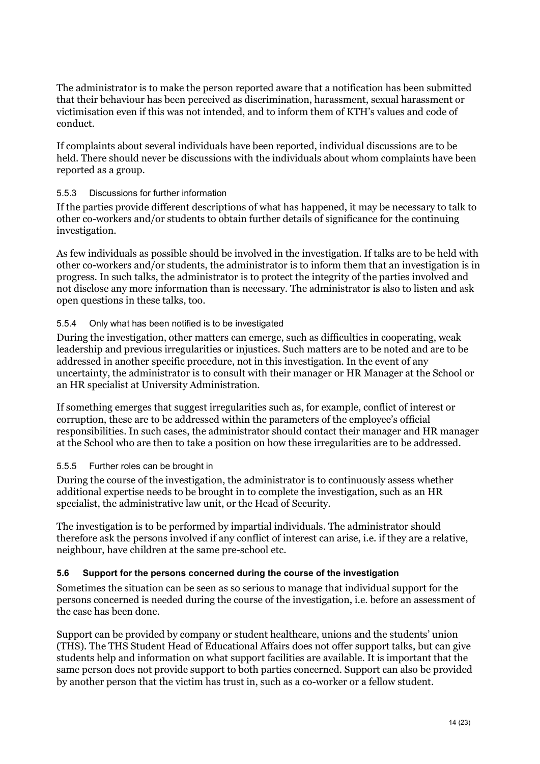The administrator is to make the person reported aware that a notification has been submitted that their behaviour has been perceived as discrimination, harassment, sexual harassment or victimisation even if this was not intended, and to inform them of KTH's values and code of conduct.

If complaints about several individuals have been reported, individual discussions are to be held. There should never be discussions with the individuals about whom complaints have been reported as a group.

#### 5.5.3 Discussions for further information

If the parties provide different descriptions of what has happened, it may be necessary to talk to other co-workers and/or students to obtain further details of significance for the continuing investigation.

As few individuals as possible should be involved in the investigation. If talks are to be held with other co-workers and/or students, the administrator is to inform them that an investigation is in progress. In such talks, the administrator is to protect the integrity of the parties involved and not disclose any more information than is necessary. The administrator is also to listen and ask open questions in these talks, too.

#### 5.5.4 Only what has been notified is to be investigated

During the investigation, other matters can emerge, such as difficulties in cooperating, weak leadership and previous irregularities or injustices. Such matters are to be noted and are to be addressed in another specific procedure, not in this investigation. In the event of any uncertainty, the administrator is to consult with their manager or HR Manager at the School or an HR specialist at University Administration.

If something emerges that suggest irregularities such as, for example, conflict of interest or corruption, these are to be addressed within the parameters of the employee's official responsibilities. In such cases, the administrator should contact their manager and HR manager at the School who are then to take a position on how these irregularities are to be addressed.

#### 5.5.5 Further roles can be brought in

During the course of the investigation, the administrator is to continuously assess whether additional expertise needs to be brought in to complete the investigation, such as an HR specialist, the administrative law unit, or the Head of Security.

The investigation is to be performed by impartial individuals. The administrator should therefore ask the persons involved if any conflict of interest can arise, i.e. if they are a relative, neighbour, have children at the same pre-school etc.

### 5.6 Support for the persons concerned during the course of the investigation

Sometimes the situation can be seen as so serious to manage that individual support for the persons concerned is needed during the course of the investigation, i.e. before an assessment of the case has been done.

Support can be provided by company or student healthcare, unions and the students' union (THS). The THS Student Head of Educational Affairs does not offer support talks, but can give students help and information on what support facilities are available. It is important that the same person does not provide support to both parties concerned. Support can also be provided by another person that the victim has trust in, such as a co-worker or a fellow student.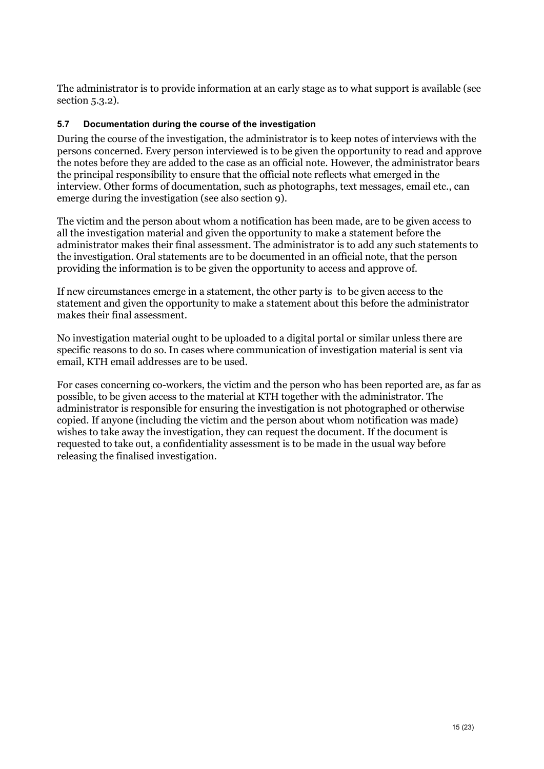The administrator is to provide information at an early stage as to what support is available (see section 5.3.2).

### 5.7 Documentation during the course of the investigation

During the course of the investigation, the administrator is to keep notes of interviews with the persons concerned. Every person interviewed is to be given the opportunity to read and approve the notes before they are added to the case as an official note. However, the administrator bears the principal responsibility to ensure that the official note reflects what emerged in the interview. Other forms of documentation, such as photographs, text messages, email etc., can emerge during the investigation (see also section 9).

The victim and the person about whom a notification has been made, are to be given access to all the investigation material and given the opportunity to make a statement before the administrator makes their final assessment. The administrator is to add any such statements to the investigation. Oral statements are to be documented in an official note, that the person providing the information is to be given the opportunity to access and approve of.

If new circumstances emerge in a statement, the other party is to be given access to the statement and given the opportunity to make a statement about this before the administrator makes their final assessment.

No investigation material ought to be uploaded to a digital portal or similar unless there are specific reasons to do so. In cases where communication of investigation material is sent via email, KTH email addresses are to be used.

For cases concerning co-workers, the victim and the person who has been reported are, as far as possible, to be given access to the material at KTH together with the administrator. The administrator is responsible for ensuring the investigation is not photographed or otherwise copied. If anyone (including the victim and the person about whom notification was made) wishes to take away the investigation, they can request the document. If the document is requested to take out, a confidentiality assessment is to be made in the usual way before releasing the finalised investigation.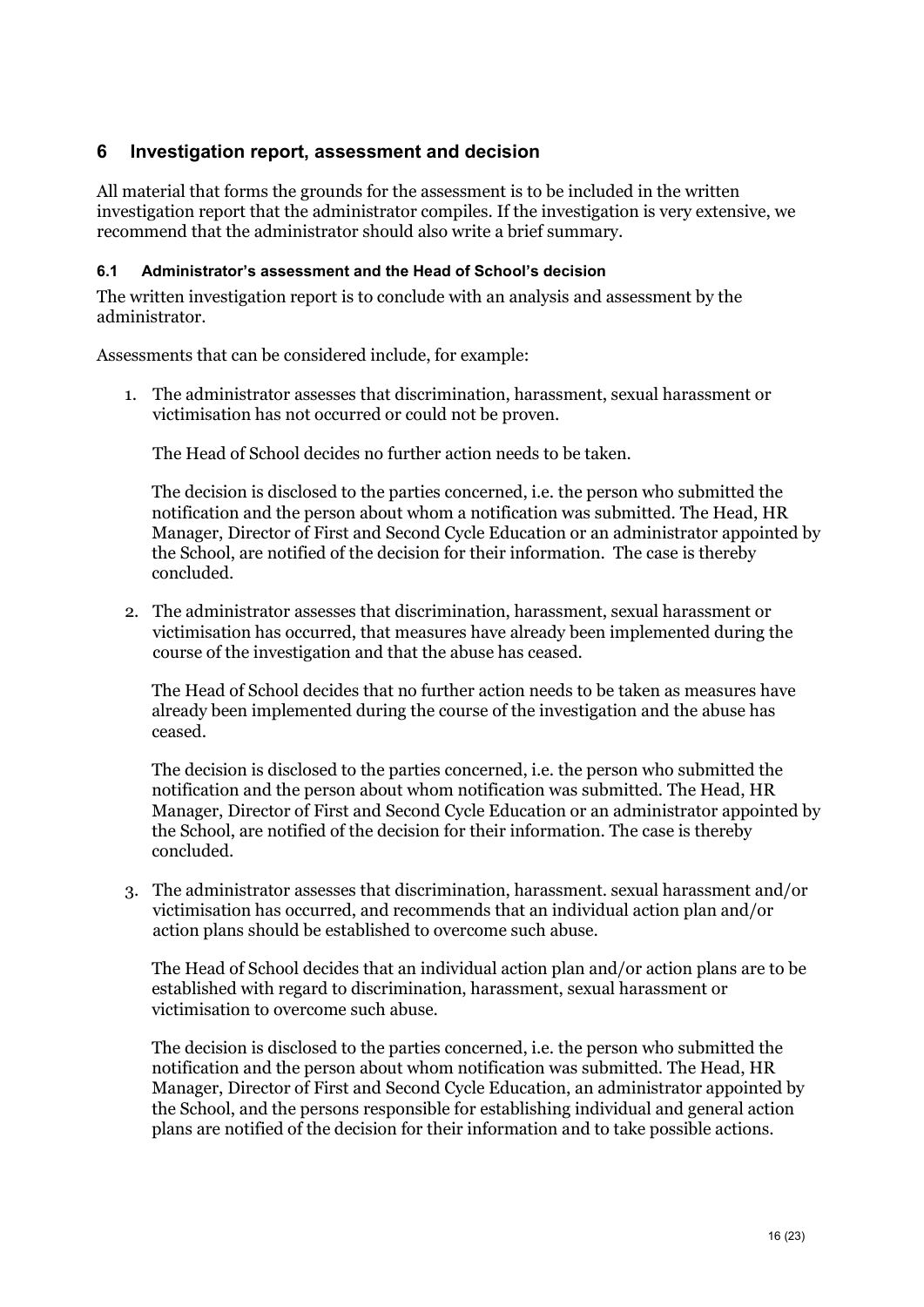## 6 Investigation report, assessment and decision

All material that forms the grounds for the assessment is to be included in the written investigation report that the administrator compiles. If the investigation is very extensive, we recommend that the administrator should also write a brief summary.

### 6.1 Administrator's assessment and the Head of School's decision

The written investigation report is to conclude with an analysis and assessment by the administrator.

Assessments that can be considered include, for example:

1. The administrator assesses that discrimination, harassment, sexual harassment or victimisation has not occurred or could not be proven.

   The Head of School decides no further action needs to be taken.

   The decision is disclosed to the parties concerned, i.e. the person who submitted the notification and the person about whom a notification was submitted. The Head, HR Manager, Director of First and Second Cycle Education or an administrator appointed by the School, are notified of the decision for their information. The case is thereby concluded.

2. The administrator assesses that discrimination, harassment, sexual harassment or victimisation has occurred, that measures have already been implemented during the course of the investigation and that the abuse has ceased.

   The Head of School decides that no further action needs to be taken as measures have already been implemented during the course of the investigation and the abuse has ceased.

   The decision is disclosed to the parties concerned, i.e. the person who submitted the notification and the person about whom notification was submitted. The Head, HR Manager, Director of First and Second Cycle Education or an administrator appointed by the School, are notified of the decision for their information. The case is thereby concluded.

3. The administrator assesses that discrimination, harassment. sexual harassment and/or victimisation has occurred, and recommends that an individual action plan and/or action plans should be established to overcome such abuse.

   The Head of School decides that an individual action plan and/or action plans are to be established with regard to discrimination, harassment, sexual harassment or victimisation to overcome such abuse.

   The decision is disclosed to the parties concerned, i.e. the person who submitted the notification and the person about whom notification was submitted. The Head, HR Manager, Director of First and Second Cycle Education, an administrator appointed by the School, and the persons responsible for establishing individual and general action plans are notified of the decision for their information and to take possible actions.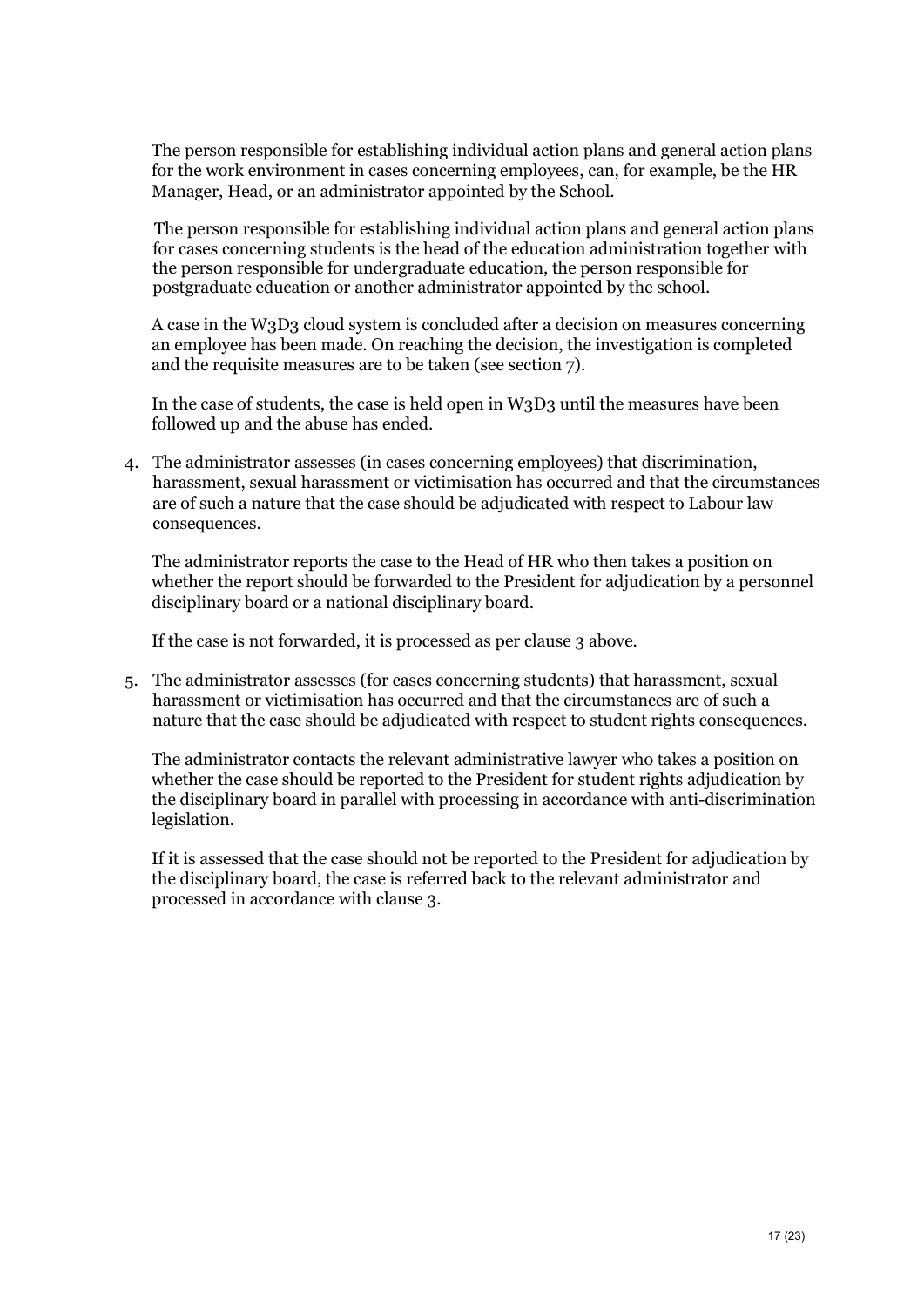The person responsible for establishing individual action plans and general action plans for the work environment in cases concerning employees, can, for example, be the HR Manager, Head, or an administrator appointed by the School.

The person responsible for establishing individual action plans and general action plans for cases concerning students is the head of the education administration together with the person responsible for undergraduate education, the person responsible for postgraduate education or another administrator appointed by the school.

A case in the W3D3 cloud system is concluded after a decision on measures concerning an employee has been made. On reaching the decision, the investigation is completed and the requisite measures are to be taken (see section 7).

In the case of students, the case is held open in W3D3 until the measures have been followed up and the abuse has ended.

4. The administrator assesses (in cases concerning employees) that discrimination, harassment, sexual harassment or victimisation has occurred and that the circumstances are of such a nature that the case should be adjudicated with respect to Labour law consequences.

   The administrator reports the case to the Head of HR who then takes a position on whether the report should be forwarded to the President for adjudication by a personnel disciplinary board or a national disciplinary board.

   If the case is not forwarded, it is processed as per clause 3 above.

5. The administrator assesses (for cases concerning students) that harassment, sexual harassment or victimisation has occurred and that the circumstances are of such a nature that the case should be adjudicated with respect to student rights consequences.

   The administrator contacts the relevant administrative lawyer who takes a position on whether the case should be reported to the President for student rights adjudication by the disciplinary board in parallel with processing in accordance with anti-discrimination legislation.

   If it is assessed that the case should not be reported to the President for adjudication by the disciplinary board, the case is referred back to the relevant administrator and processed in accordance with clause 3.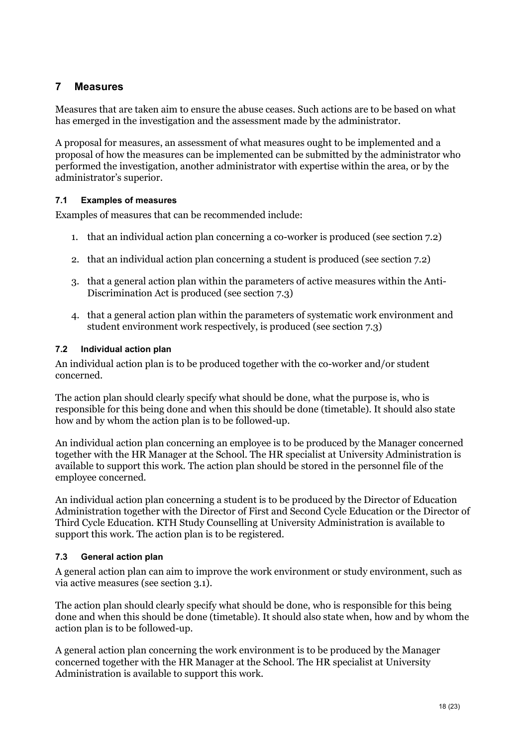## 7 Measures

Measures that are taken aim to ensure the abuse ceases. Such actions are to be based on what has emerged in the investigation and the assessment made by the administrator.

A proposal for measures, an assessment of what measures ought to be implemented and a proposal of how the measures can be implemented can be submitted by the administrator who performed the investigation, another administrator with expertise within the area, or by the administrator's superior.

### 7.1 Examples of measures

Examples of measures that can be recommended include:

1. that an individual action plan concerning a co-worker is produced (see section 7.2)
2. that an individual action plan concerning a student is produced (see section 7.2)
3. that a general action plan within the parameters of active measures within the Anti-Discrimination Act is produced (see section 7.3)
4. that a general action plan within the parameters of systematic work environment and student environment work respectively, is produced (see section 7.3)

### 7.2 Individual action plan

An individual action plan is to be produced together with the co-worker and/or student concerned.

The action plan should clearly specify what should be done, what the purpose is, who is responsible for this being done and when this should be done (timetable). It should also state how and by whom the action plan is to be followed-up.

An individual action plan concerning an employee is to be produced by the Manager concerned together with the HR Manager at the School. The HR specialist at University Administration is available to support this work. The action plan should be stored in the personnel file of the employee concerned.

An individual action plan concerning a student is to be produced by the Director of Education Administration together with the Director of First and Second Cycle Education or the Director of Third Cycle Education. KTH Study Counselling at University Administration is available to support this work. The action plan is to be registered.

### 7.3 General action plan

A general action plan can aim to improve the work environment or study environment, such as via active measures (see section 3.1).

The action plan should clearly specify what should be done, who is responsible for this being done and when this should be done (timetable). It should also state when, how and by whom the action plan is to be followed-up.

A general action plan concerning the work environment is to be produced by the Manager concerned together with the HR Manager at the School. The HR specialist at University Administration is available to support this work.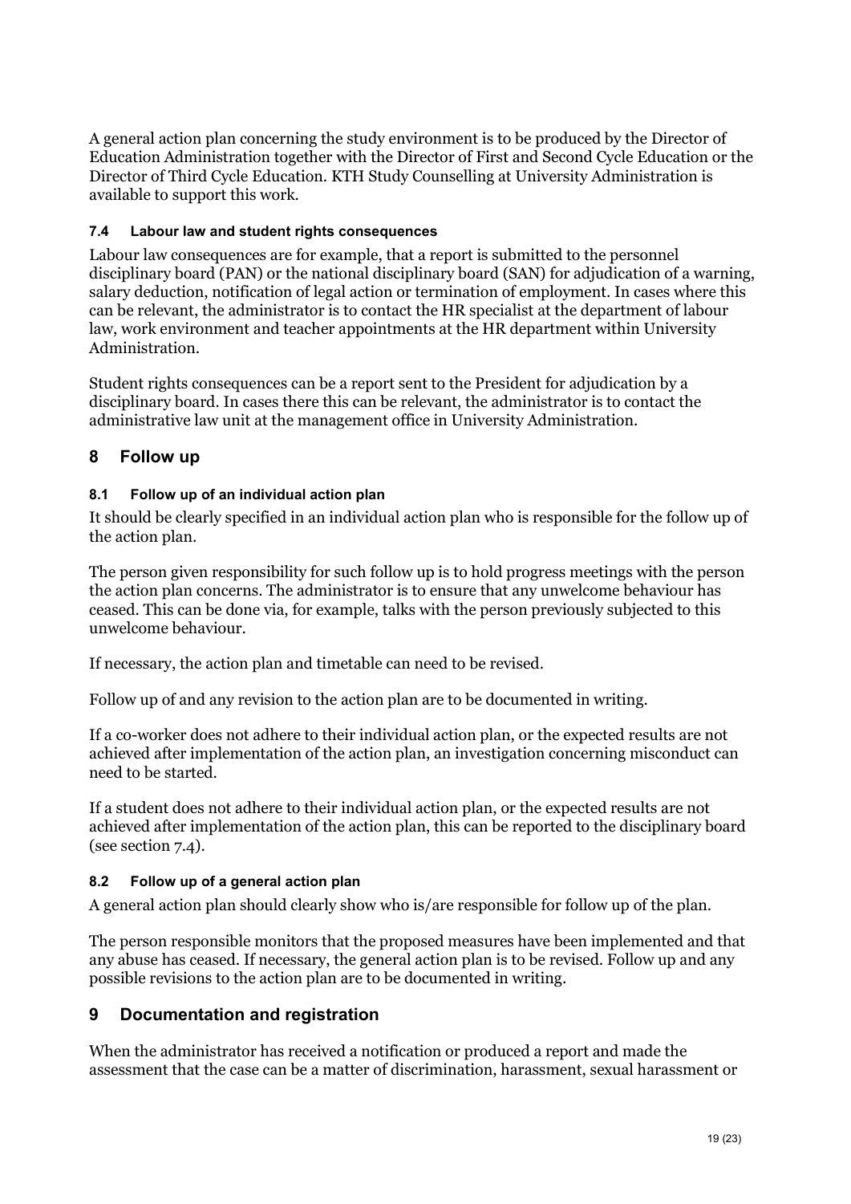A general action plan concerning the study environment is to be produced by the Director of Education Administration together with the Director of First and Second Cycle Education or the Director of Third Cycle Education. KTH Study Counselling at University Administration is available to support this work.

#### 7.4 Labour law and student rights consequences

Labour law consequences are for example, that a report is submitted to the personnel disciplinary board (PAN) or the national disciplinary board (SAN) for adjudication of a warning, salary deduction, notification of legal action or termination of employment. In cases where this can be relevant, the administrator is to contact the HR specialist at the department of labour law, work environment and teacher appointments at the HR department within University Administration.

Student rights consequences can be a report sent to the President for adjudication by a disciplinary board. In cases there this can be relevant, the administrator is to contact the administrative law unit at the management office in University Administration.

## 8 Follow up

#### 8.1 Follow up of an individual action plan

It should be clearly specified in an individual action plan who is responsible for the follow up of the action plan.

The person given responsibility for such follow up is to hold progress meetings with the person the action plan concerns. The administrator is to ensure that any unwelcome behaviour has ceased. This can be done via, for example, talks with the person previously subjected to this unwelcome behaviour.

If necessary, the action plan and timetable can need to be revised.

Follow up of and any revision to the action plan are to be documented in writing.

If a co-worker does not adhere to their individual action plan, or the expected results are not achieved after implementation of the action plan, an investigation concerning misconduct can need to be started.

If a student does not adhere to their individual action plan, or the expected results are not achieved after implementation of the action plan, this can be reported to the disciplinary board (see section 7.4).

#### 8.2 Follow up of a general action plan

A general action plan should clearly show who is/are responsible for follow up of the plan.

The person responsible monitors that the proposed measures have been implemented and that any abuse has ceased. If necessary, the general action plan is to be revised. Follow up and any possible revisions to the action plan are to be documented in writing.

## 9 Documentation and registration

When the administrator has received a notification or produced a report and made the assessment that the case can be a matter of discrimination, harassment, sexual harassment or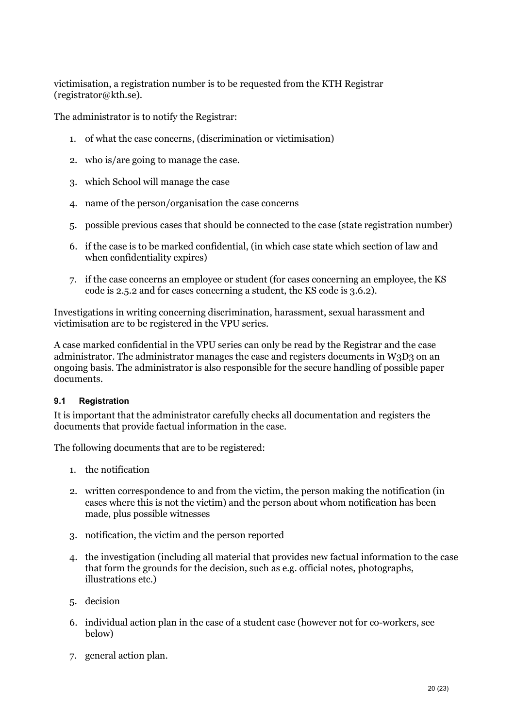victimisation, a registration number is to be requested from the KTH Registrar (registrator@kth.se).

The administrator is to notify the Registrar:

1. of what the case concerns, (discrimination or victimisation)
2. who is/are going to manage the case.
3. which School will manage the case
4. name of the person/organisation the case concerns
5. possible previous cases that should be connected to the case (state registration number)
6. if the case is to be marked confidential, (in which case state which section of law and when confidentiality expires)
7. if the case concerns an employee or student (for cases concerning an employee, the KS code is 2.5.2 and for cases concerning a student, the KS code is 3.6.2).

Investigations in writing concerning discrimination, harassment, sexual harassment and victimisation are to be registered in the VPU series.

A case marked confidential in the VPU series can only be read by the Registrar and the case administrator. The administrator manages the case and registers documents in W3D3 on an ongoing basis. The administrator is also responsible for the secure handling of possible paper documents.

### 9.1 Registration

It is important that the administrator carefully checks all documentation and registers the documents that provide factual information in the case.

The following documents that are to be registered:

1. the notification
2. written correspondence to and from the victim, the person making the notification (in cases where this is not the victim) and the person about whom notification has been made, plus possible witnesses
3. notification, the victim and the person reported
4. the investigation (including all material that provides new factual information to the case that form the grounds for the decision, such as e.g. official notes, photographs, illustrations etc.)
5. decision
6. individual action plan in the case of a student case (however not for co-workers, see below)
7. general action plan.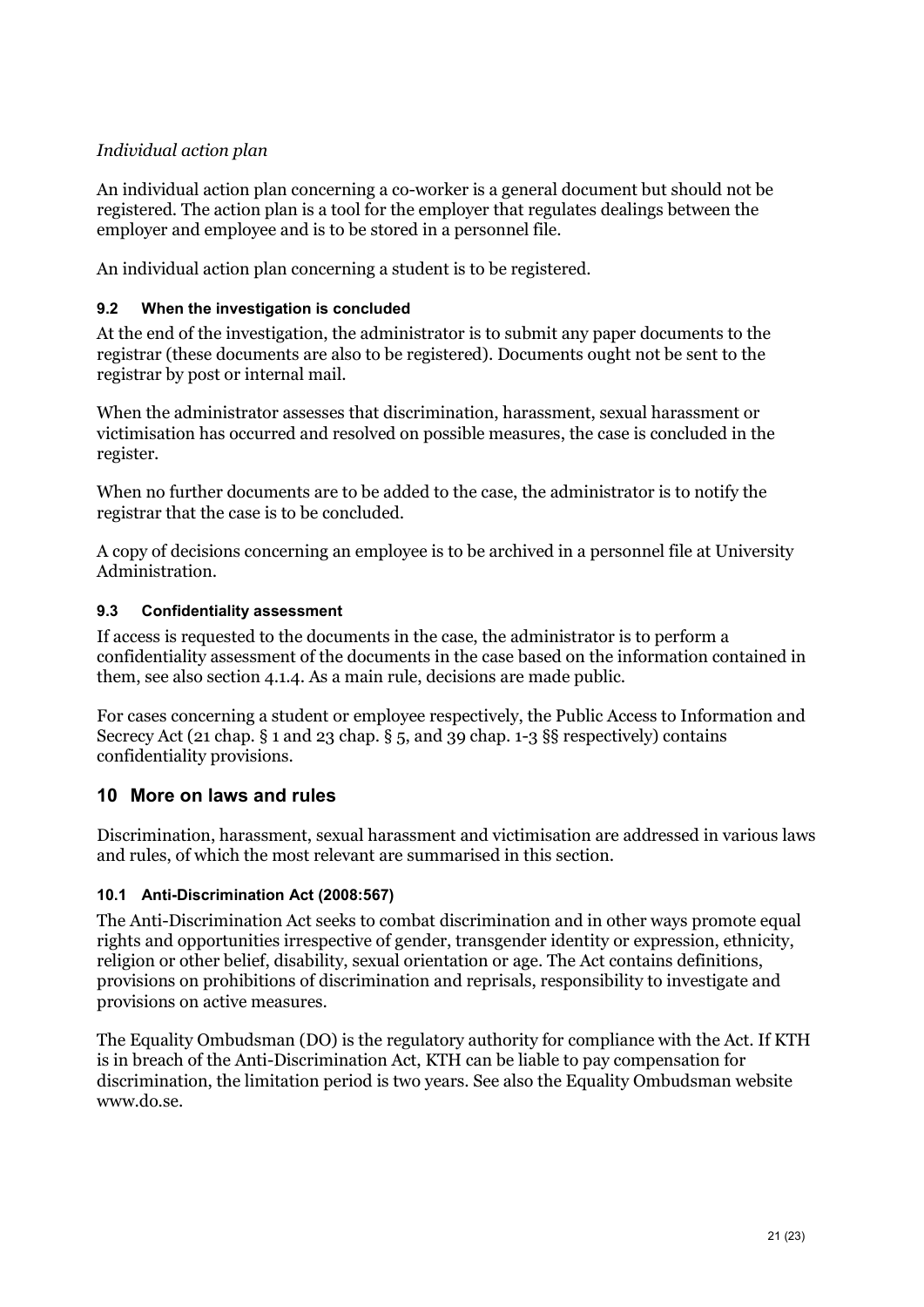*Individual action plan*

An individual action plan concerning a co-worker is a general document but should not be registered. The action plan is a tool for the employer that regulates dealings between the employer and employee and is to be stored in a personnel file.

An individual action plan concerning a student is to be registered.

### 9.2 When the investigation is concluded

At the end of the investigation, the administrator is to submit any paper documents to the registrar (these documents are also to be registered). Documents ought not be sent to the registrar by post or internal mail.

When the administrator assesses that discrimination, harassment, sexual harassment or victimisation has occurred and resolved on possible measures, the case is concluded in the register.

When no further documents are to be added to the case, the administrator is to notify the registrar that the case is to be concluded.

A copy of decisions concerning an employee is to be archived in a personnel file at University Administration.

### 9.3 Confidentiality assessment

If access is requested to the documents in the case, the administrator is to perform a confidentiality assessment of the documents in the case based on the information contained in them, see also section 4.1.4. As a main rule, decisions are made public.

For cases concerning a student or employee respectively, the Public Access to Information and Secrecy Act (21 chap. § 1 and 23 chap. § 5, and 39 chap. 1-3 §§ respectively) contains confidentiality provisions.

## 10 More on laws and rules

Discrimination, harassment, sexual harassment and victimisation are addressed in various laws and rules, of which the most relevant are summarised in this section.

### 10.1 Anti-Discrimination Act (2008:567)

The Anti-Discrimination Act seeks to combat discrimination and in other ways promote equal rights and opportunities irrespective of gender, transgender identity or expression, ethnicity, religion or other belief, disability, sexual orientation or age. The Act contains definitions, provisions on prohibitions of discrimination and reprisals, responsibility to investigate and provisions on active measures.

The Equality Ombudsman (DO) is the regulatory authority for compliance with the Act. If KTH is in breach of the Anti-Discrimination Act, KTH can be liable to pay compensation for discrimination, the limitation period is two years. See also the Equality Ombudsman website www.do.se.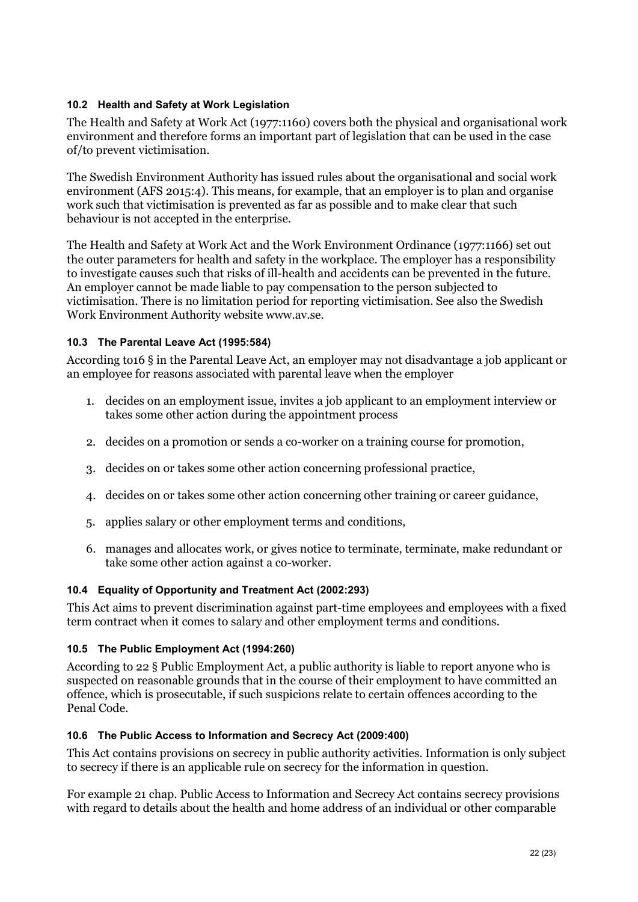### 10.2 Health and Safety at Work Legislation

The Health and Safety at Work Act (1977:1160) covers both the physical and organisational work environment and therefore forms an important part of legislation that can be used in the case of/to prevent victimisation.

The Swedish Environment Authority has issued rules about the organisational and social work environment (AFS 2015:4). This means, for example, that an employer is to plan and organise work such that victimisation is prevented as far as possible and to make clear that such behaviour is not accepted in the enterprise.

The Health and Safety at Work Act and the Work Environment Ordinance (1977:1166) set out the outer parameters for health and safety in the workplace. The employer has a responsibility to investigate causes such that risks of ill-health and accidents can be prevented in the future. An employer cannot be made liable to pay compensation to the person subjected to victimisation. There is no limitation period for reporting victimisation. See also the Swedish Work Environment Authority website www.av.se.

### 10.3 The Parental Leave Act (1995:584)

According to16 § in the Parental Leave Act, an employer may not disadvantage a job applicant or an employee for reasons associated with parental leave when the employer

1. decides on an employment issue, invites a job applicant to an employment interview or takes some other action during the appointment process
2. decides on a promotion or sends a co-worker on a training course for promotion,
3. decides on or takes some other action concerning professional practice,
4. decides on or takes some other action concerning other training or career guidance,
5. applies salary or other employment terms and conditions,
6. manages and allocates work, or gives notice to terminate, terminate, make redundant or take some other action against a co-worker.

### 10.4 Equality of Opportunity and Treatment Act (2002:293)

This Act aims to prevent discrimination against part-time employees and employees with a fixed term contract when it comes to salary and other employment terms and conditions.

### 10.5 The Public Employment Act (1994:260)

According to 22 § Public Employment Act, a public authority is liable to report anyone who is suspected on reasonable grounds that in the course of their employment to have committed an offence, which is prosecutable, if such suspicions relate to certain offences according to the Penal Code.

### 10.6 The Public Access to Information and Secrecy Act (2009:400)

This Act contains provisions on secrecy in public authority activities. Information is only subject to secrecy if there is an applicable rule on secrecy for the information in question.

For example 21 chap. Public Access to Information and Secrecy Act contains secrecy provisions with regard to details about the health and home address of an individual or other comparable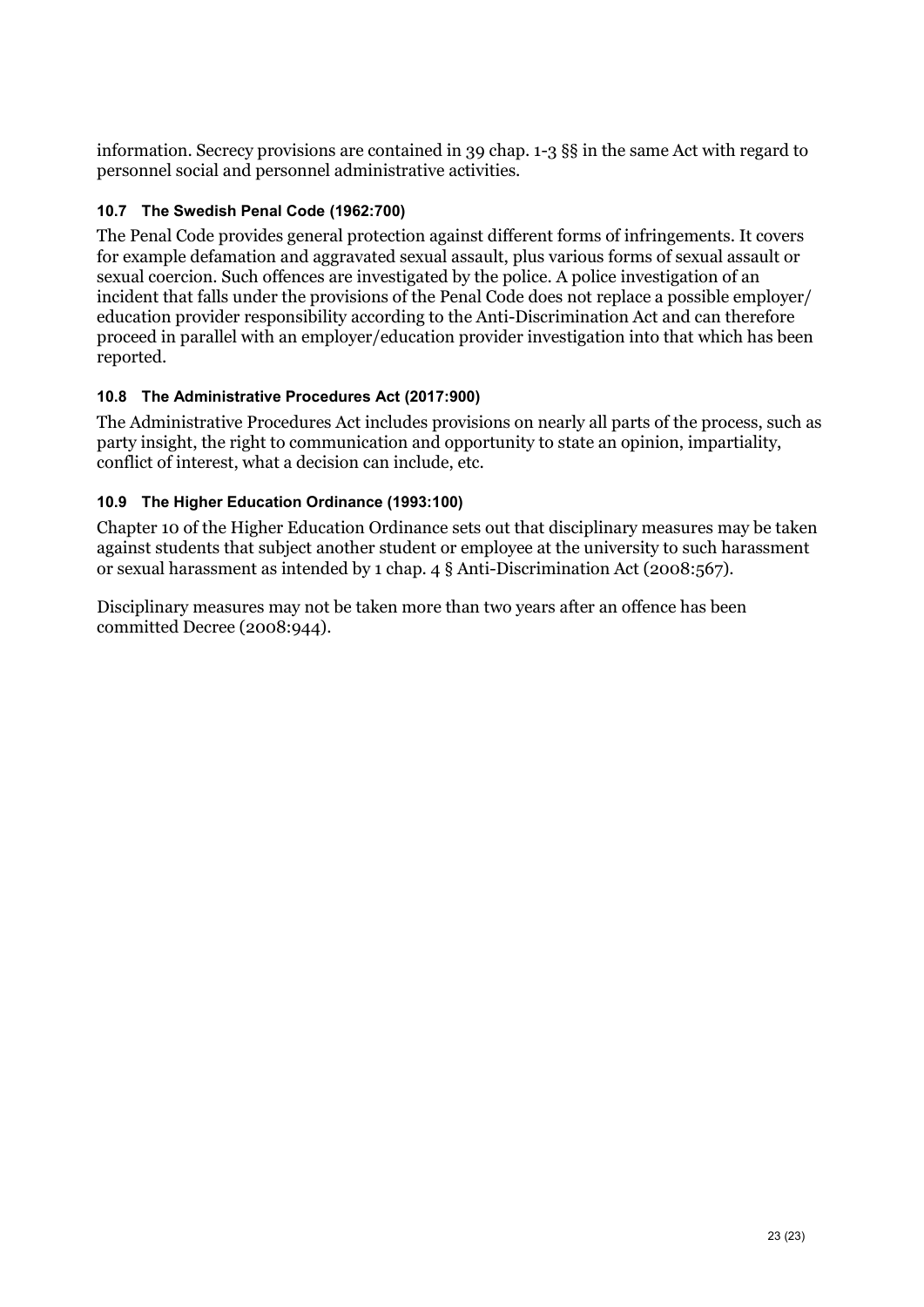information. Secrecy provisions are contained in 39 chap. 1-3 §§ in the same Act with regard to personnel social and personnel administrative activities.

### 10.7 The Swedish Penal Code (1962:700)

The Penal Code provides general protection against different forms of infringements. It covers for example defamation and aggravated sexual assault, plus various forms of sexual assault or sexual coercion. Such offences are investigated by the police. A police investigation of an incident that falls under the provisions of the Penal Code does not replace a possible employer/ education provider responsibility according to the Anti-Discrimination Act and can therefore proceed in parallel with an employer/education provider investigation into that which has been reported.

### 10.8 The Administrative Procedures Act (2017:900)

The Administrative Procedures Act includes provisions on nearly all parts of the process, such as party insight, the right to communication and opportunity to state an opinion, impartiality, conflict of interest, what a decision can include, etc.

### 10.9 The Higher Education Ordinance (1993:100)

Chapter 10 of the Higher Education Ordinance sets out that disciplinary measures may be taken against students that subject another student or employee at the university to such harassment or sexual harassment as intended by 1 chap. 4 § Anti-Discrimination Act (2008:567).

Disciplinary measures may not be taken more than two years after an offence has been committed Decree (2008:944).